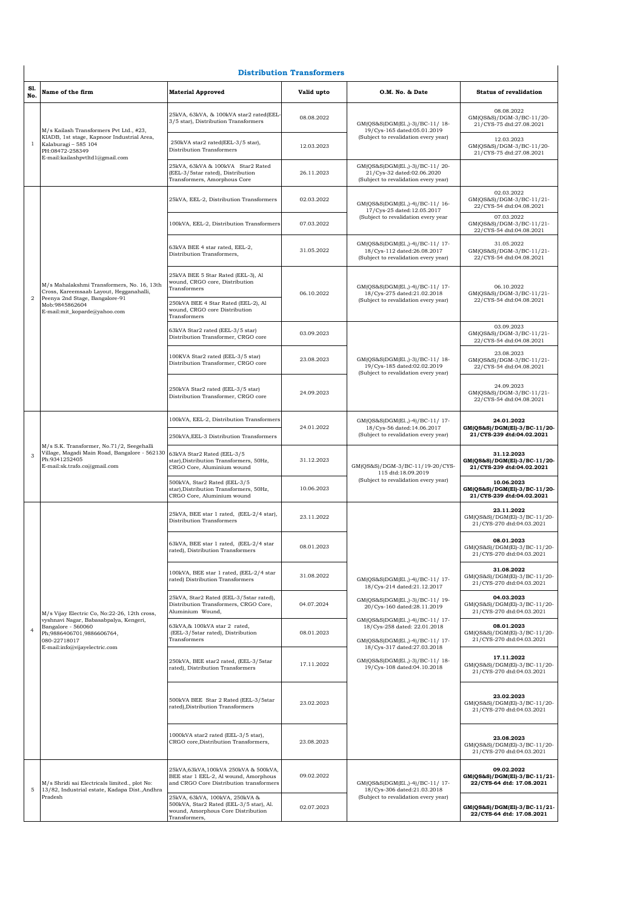## Distribution Transformers

| Sl. No. | Name of the firm | Material Approved | Valid upto | O.M. No. & Date | Status of revalidation |
|---|---|---|---|---|---|
| 1 | M/s Kailash Transformers Pvt Ltd., #23, KIADB, 1st stage, Kapnoor Industrial Area, Kalaburagi – 585 104 PH:08472-258349 E-mail:kailashpvtltd1@gmail.com | 25kVA, 63kVA, & 100kVA star2 rated(EEL-3/5 star), Distribution Transformers | 08.08.2022 | GM(QS&S)DGM(El.,)-3)/BC-11/ 18-19/Cys-165 dated:05.01.2019 (Subject to revalidation every year) | 08.08.2022 GM(QS&S)/DGM-3/BC-11/20-21/CYS-75 dtd:27.08.2021 |
| | | 250kVA star2 rated(EEL-3/5 star), Distribution Transformers | 12.03.2023 | | 12.03.2023 GM(QS&S)/DGM-3/BC-11/20-21/CYS-75 dtd:27.08.2021 |
| | | 25kVA, 63kVA & 100kVA Star2 Rated (EEL-3/5star rated), Distribution Transformers, Amorphous Core | 26.11.2023 | GM(QS&S)DGM(El.,)-3)/BC-11/ 20-21/Cys-32 dated:02.06.2020 (Subject to revalidation every year) | |
| 2 | M/s Mahalakshmi Transformers, No. 16, 13th Cross, Kareemsaab Layout, Hegganahalli, Peenya 2nd Stage, Bangalore-91 Mob:9845862604 E-mail:mit_koparde@yahoo.com | 25kVA, EEL-2, Distribution Transformers | 02.03.2022 | GM(QS&S)DGM(El.,)-4)/BC-11/ 16-17/Cys-25 dated:12.05.2017 (Subject to revalidation every year | 02.03.2022 GM(QS&S)/DGM-3/BC-11/21-22/CYS-54 dtd:04.08.2021 |
| | | 100kVA, EEL-2, Distribution Transformers | 07.03.2022 | | 07.03.2022 GM(QS&S)/DGM-3/BC-11/21-22/CYS-54 dtd:04.08.2021 |
| | | 63kVA BEE 4 star rated, EEL-2, Distribution Transformers, | 31.05.2022 | GM(QS&S)DGM(El.,)-4)/BC-11/ 17-18/Cys-112 dated:26.08.2017 (Subject to revalidation every year) | 31.05.2022 GM(QS&S)/DGM-3/BC-11/21-22/CYS-54 dtd:04.08.2021 |
| | | 25kVA BEE 5 Star Rated (EEL-3), Al wound, CRGO core, Distribution Transformers | 06.10.2022 | GM(QS&S)DGM(El.,)-4)/BC-11/ 17-18/Cys-275 dated:21.02.2018 (Subject to revalidation every year) | 06.10.2022 GM(QS&S)/DGM-3/BC-11/21-22/CYS-54 dtd:04.08.2021 |
| | | 250kVA BEE 4 Star Rated (EEL-2), Al wound, CRGO core Distribution Transformers | | | |
| | | 63kVA Star2 rated (EEL-3/5 star) Distribution Transformer, CRGO core | 03.09.2023 | GM(QS&S)DGM(El.,)-3)/BC-11/ 18-19/Cys-185 dated:02.02.2019 (Subject to revalidation every year) | 03.09.2023 GM(QS&S)/DGM-3/BC-11/21-22/CYS-54 dtd:04.08.2021 |
| | | 100KVA Star2 rated (EEL-3/5 star) Distribution Transformer, CRGO core | 23.08.2023 | | 23.08.2023 GM(QS&S)/DGM-3/BC-11/21-22/CYS-54 dtd:04.08.2021 |
| | | 250KVA Star2 rated (EEL-3/5 star) Distribution Transformer, CRGO core | 24.09.2023 | | 24.09.2023 GM(QS&S)/DGM-3/BC-11/21-22/CYS-54 dtd:04.08.2021 |
| 3 | M/s S.K. Transformer, No.71/2, Seegehalli Village, Magadi Main Road, Bangalore - 562130 Ph:9341252405 E-mail:sk.trafo.co@gmail.com | 100kVA, EEL-2, Distribution Transformers | 24.01.2022 | GM(QS&S)DGM(El.,)-4)/BC-11/ 17-18/Cys-56 dated:14.06.2017 (Subject to revalidation every year) | **24.01.2022 GM(QS&S)/DGM(El)-3/BC-11/20-21/CYS-239 dtd:04.02.2021** |
| | | 250kVA,EEL-3 Distribution Transformers | | | |
| | | 63kVA Star2 Rated (EEL-3/5 star),Distribution Transformers, 50Hz, CRGO Core, Aluminium wound | 31.12.2023 | GM(QS&S)/DGM-3/BC-11/19-20/CYS-115 dtd:18.09.2019 (Subject to revalidation every year) | **31.12.2023 GM(QS&S)/DGM(El)-3/BC-11/20-21/CYS-239 dtd:04.02.2021** |
| | | 500kVA, Star2 Rated (EEL-3/5 star),Distribution Transformers, 50Hz, CRGO Core, Aluminium wound | 10.06.2023 | | **10.06.2023 GM(QS&S)/DGM(El)-3/BC-11/20-21/CYS-239 dtd:04.02.2021** |
| 4 | M/s Vijay Electric Co, No:22-26, 12th cross, vyshnavi Nagar, Babasabpalya, Kengeri, Bangalore - 560060 Ph;9886406701,9886606764, 080-22718017 E-mail:info@vijayelectric.com | 25kVA, BEE star 1 rated, (EEL-2/4 star), Distribution Transformers | 23.11.2022 | GM(QS&S)DGM(El.,)-4)/BC-11/ 17-18/Cys-214 dated:21.12.2017 GM(QS&S)DGM(El.,)-3)/BC-11/ 19-20/Cys-160 dated:28.11.2019 GM(QS&S)DGM(El.,)-4)/BC-11/ 17-18/Cys-258 dated: 22.01.2018 GM(QS&S)DGM(El.,)-4)/BC-11/ 17-18/Cys-317 dated:27.03.2018 GM(QS&S)DGM(El.,)-3)/BC-11/ 18-19/Cys-108 dated:04.10.2018 | **23.11.2022** GM(QS&S)/DGM(El)-3/BC-11/20-21/CYS-270 dtd:04.03.2021 |
| | | 63kVA, BEE star 1 rated, (EEL-2/4 star rated), Distribution Transformers | 08.01.2023 | | **08.01.2023** GM(QS&S)/DGM(El)-3/BC-11/20-21/CYS-270 dtd:04.03.2021 |
| | | 100kVA, BEE star 1 rated, (EEL-2/4 star rated) Distribution Transformers | 31.08.2022 | | **31.08.2022** GM(QS&S)/DGM(El)-3/BC-11/20-21/CYS-270 dtd:04.03.2021 |
| | | 25kVA, Star2 Rated (EEL-3/5star rated), Distribution Transformers, CRGO Core, Aluminium Wound, | 04.07.2024 | | **04.03.2023** GM(QS&S)/DGM(El)-3/BC-11/20-21/CYS-270 dtd:04.03.2021 |
| | | 63kVA,& 100kVA star 2 rated, (EEL-3/5star rated), Distribution Transformers | 08.01.2023 | | **08.01.2023** GM(QS&S)/DGM(El)-3/BC-11/20-21/CYS-270 dtd:04.03.2021 |
| | | 250kVA, BEE star2 rated, (EEL-3/5star rated), Distribution Transformers | 17.11.2022 | | **17.11.2022** GM(QS&S)/DGM(El)-3/BC-11/20-21/CYS-270 dtd:04.03.2021 |
| | | 500kVA BEE Star 2 Rated (EEL-3/5star rated),Distribution Transformers | 23.02.2023 | | **23.02.2023** GM(QS&S)/DGM(El)-3/BC-11/20-21/CYS-270 dtd:04.03.2021 |
| | | 1000kVA star2 rated (EEL-3/5 star), CRGO core,Distribution Transformers, | 23.08.2023 | | **23.08.2023** GM(QS&S)/DGM(El)-3/BC-11/20-21/CYS-270 dtd:04.03.2021 |
| 5 | M/s Shridi sai Electricals limited., plot No: 13/82, Industrial estate, Kadapa Dist.,Andhra Pradesh | 25kVA,63kVA,100kVA 250kVA & 500kVA, BEE star 1 EEL-2, Al wound, Amorphous and CRGO Core Distribution transformers | 09.02.2022 | GM(QS&S)DGM(El.,)-4)/BC-11/ 17-18/Cys-306 dated:21.03.2018 (Subject to revalidation every year) | **09.02.2022 GM(QS&S)/DGM(El)-3/BC-11/21-22/CYS-64 dtd: 17.08.2021** |
| | | 25kVA, 63kVA, 100kVA, 250kVA & 500kVA, Star2 Rated (EEL-3/5 star), Al. wound, Amorphous Core Distribution Transformers, | 02.07.2023 | | **GM(QS&S)/DGM(El)-3/BC-11/21-22/CYS-64 dtd: 17.08.2021** |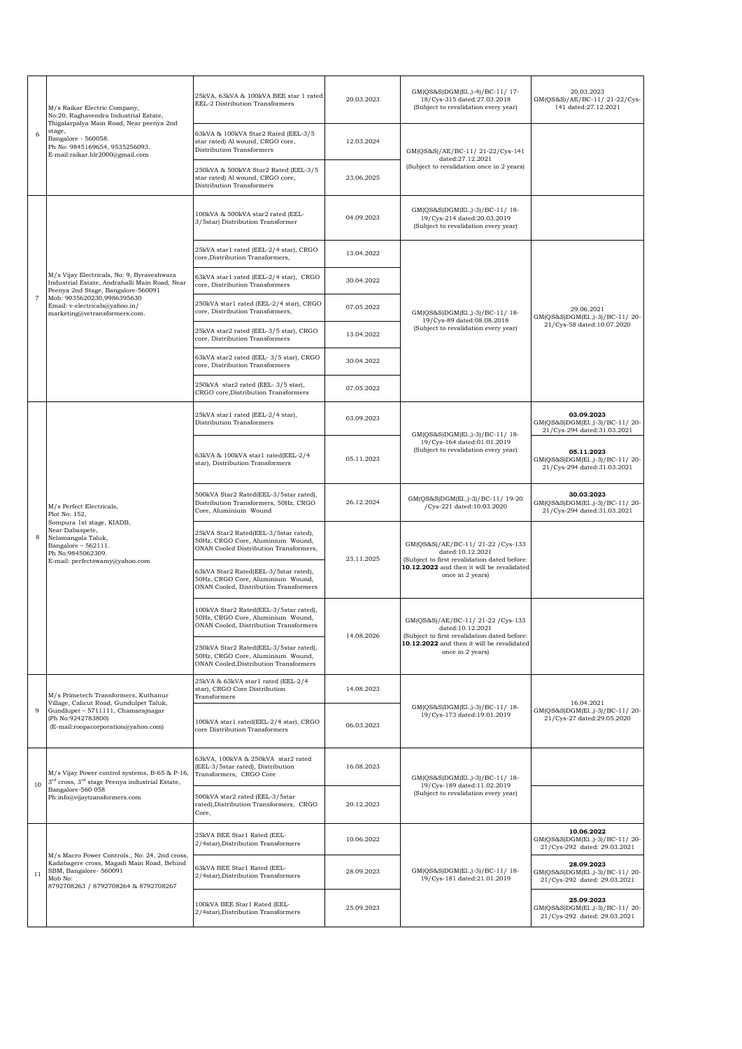| 6 | M/s Raikar Electric Company, No:20, Raghavendra Industrial Estate, Thigalarpalya Main Road, Near peenya 2nd stage, Bangalore - 560058. Ph No: 9845169654, 9535256093. E-mail:raikar.blr2000@gmail.com | 25kVA, 63kVA & 100kVA BEE star 1 rated EEL-2 Distribution Transformers | 20.03.2023 | GM(QS&S)DGM(El.,)-4)/BC-11/ 17-18/Cys-315 dated:27.03.2018 (Subject to revalidation every year) | 20.03.2023 GM(QS&S)/AE/BC-11/ 21-22/Cys-141 dated:27.12.2021 |
|---|---|---|---|---|---|
| | | 63kVA & 100kVA Star2 Rated (EEL-3/5 star rated) Al wound, CRGO core, Distribution Transformers | 12.03.2024 | GM(QS&S)/AE/BC-11/ 21-22/Cys-141 dated:27.12.2021 (Subject to revalidation once in 2 years) | |
| | | 250kVA & 500kVA Star2 Rated (EEL-3/5 star rated) Al wound, CRGO core, Distribution Transformers | 23.06.2025 | | |
| 7 | M/s Vijay Electricals, No: 9, Byraveshwara Industrial Estate, Andrahalli Main Road, Near Peenya 2nd Stage, Bangalore-560091 Mob: 9035620230,9986395630 Email: v-electricals@yahoo.in/ marketing@vetransformers.com. | 100kVA & 500kVA star2 rated (EEL-3/5star) Distribution Transformer | 04.09.2023 | GM(QS&S)DGM(El.,)-3)/BC-11/ 18-19/Cys-214 dated:20.03.2019 (Subject to revalidation every year) | |
| | | 25kVA star1 rated (EEL-2/4 star), CRGO core,Distribution Transformers, | 13.04.2022 | GM(QS&S)DGM(El.,)-3)/BC-11/ 18-19/Cys-89 dated:08.08.2018 (Subject to revalidation every year) | 29.06.2021 GM(QS&S)DGM(El.,)-3)/BC-11/ 20-21/Cys-58 dated:10.07.2020 |
| | | 63kVA star1 rated (EEL-2/4 star), CRGO core, Distribution Transformers | 30.04.2022 | | |
| | | 250kVA star1 rated (EEL-2/4 star), CRGO core, Distribution Transformers, | 07.05.2022 | | |
| | | 25kVA star2 rated (EEL-3/5 star), CRGO core, Distribution Transformers | 13.04.2022 | | |
| | | 63kVA star2 rated (EEL- 3/5 star), CRGO core, Distribution Transformers | 30.04.2022 | | |
| | | 250kVA star2 rated (EEL- 3/5 star), CRGO core,Distribution Transformers | 07.05.2022 | | |
| 8 | M/s Perfect Electricals, Plot No: 152, Sompura 1st stage, KIADB, Near Dabaspete, Nelamangala Taluk, Bangalore – 562111. Ph No:9845062309. E-mail: perfectswamy@yahoo.com | 25kVA star1 rated (EEL-2/4 star), Distribution Transformers | 03.09.2023 | GM(QS&S)DGM(El.,)-3)/BC-11/ 18-19/Cys-164 dated:01.01.2019 (Subject to revalidation every year) | **03.09.2023** GM(QS&S)DGM(El.,)-3)/BC-11/ 20-21/Cys-294 dated:31.03.2021 |
| | | 63kVA & 100kVA star1 rated(EEL-2/4 star), Distribution Transformers | 05.11.2023 | | **05.11.2023** GM(QS&S)DGM(El.,)-3)/BC-11/ 20-21/Cys-294 dated:31.03.2021 |
| | | 500kVA Star2 Rated(EEL-3/5star rated), Distribution Transformers, 50Hz, CRGO Core, Aluminium Wound | 26.12.2024 | GM(QS&S)DGM(El.,)-3)/BC-11/ 19-20 /Cys-221 dated:10.03.2020 | **30.03.2023** GM(QS&S)DGM(El.,)-3)/BC-11/ 20-21/Cys-294 dated:31.03.2021 |
| | | 25kVA Star2 Rated(EEL-3/5star rated), 50Hz, CRGO Core, Aluminium Wound, ONAN Cooled Distribution Transformers, | 23.11.2025 | GM(QS&S)/AE/BC-11/ 21-22 /Cys-133 dated:10.12.2021 (Subject to first revalidation dated before: **10.12.2022** and then it will be revalidated once in 2 years) | |
| | | 63kVA Star2 Rated(EEL-3/5star rated), 50Hz, CRGO Core, Aluminium Wound, ONAN Cooled, Distribution Transformers | | | |
| | | 100kVA Star2 Rated(EEL-3/5star rated), 50Hz, CRGO Core, Aluminium Wound, ONAN Cooled, Distribution Transformers | 14.08.2026 | GM(QS&S)/AE/BC-11/ 21-22 /Cys-133 dated:10.12.2021 (Subject to first revalidation dated before: **10.12.2022** and then it will be revalidated once in 2 years) | |
| | | 250kVA Star2 Rated(EEL-3/5star rated), 50Hz, CRGO Core, Aluminium Wound, ONAN Cooled,Distribution Transformers | | | |
| 9 | M/s Primetech Transformers, Kuthanur Village, Calicut Road, Gundulpet Taluk, Gundlupet – 5711111, Chamarajnagar (Ph No:9242783800) (E-mail:roopacorporation@yahoo.com) | 25kVA & 63kVA star1 rated (EEL-2/4 star), CRGO Core Distribution Transformers | 14.08.2023 | GM(QS&S)DGM(El.,)-3)/BC-11/ 18-19/Cys-173 dated:19.01.2019 | 16.04.2021 GM(QS&S)DGM(El.,)-3)/BC-11/ 20-21/Cys-27 dated:29.05.2020 |
| | | 100kVA star1 rated(EEL-2/4 star), CRGO core Distribution Transformers | 06.03.2023 | | |
| 10 | M/s Vijay Power control systems, B-65 & P-16, 3rd cross, 3rd stage Peenya industrial Estate, Bangalore-560 058 Ph:info@vijaytransformers.com | 63kVA, 100kVA & 250kVA star2 rated (EEL-3/5star rated), Distribution Transformers, CRGO Core | 16.08.2023 | GM(QS&S)DGM(El.,)-3)/BC-11/ 18-19/Cys-189 dated:11.02.2019 (Subject to revalidation every year) | |
| | | 500kVA star2 rated (EEL-3/5star rated),Distribution Transformers, CRGO Core, | 20.12.2023 | | |
| 11 | M/s Macro Power Controls., No: 24, 2nd cross, Kadabagere cross, Magadi Main Road, Behind SBM, Bangalore- 560091 Mob No: 8792708263 / 8792708264 & 8792708267 | 25kVA BEE Star1 Rated (EEL-2/4star),Distribution Transformers | 10.06.2022 | GM(QS&S)DGM(El.,)-3)/BC-11/ 18-19/Cys-181 dated:21.01.2019 | **10.06.2022** GM(QS&S)DGM(El.,)-3)/BC-11/ 20-21/Cys-292 dated: 29.03.2021 |
| | | 63kVA BEE Star1 Rated (EEL-2/4star),Distribution Transformers | 28.09.2023 | | **28.09.2023** GM(QS&S)DGM(El.,)-3)/BC-11/ 20-21/Cys-292 dated: 29.03.2021 |
| | | 100kVA BEE Star1 Rated (EEL-2/4star),Distribution Transformers | 25.09.2023 | | **25.09.2023** GM(QS&S)DGM(El.,)-3)/BC-11/ 20-21/Cys-292 dated: 29.03.2021 |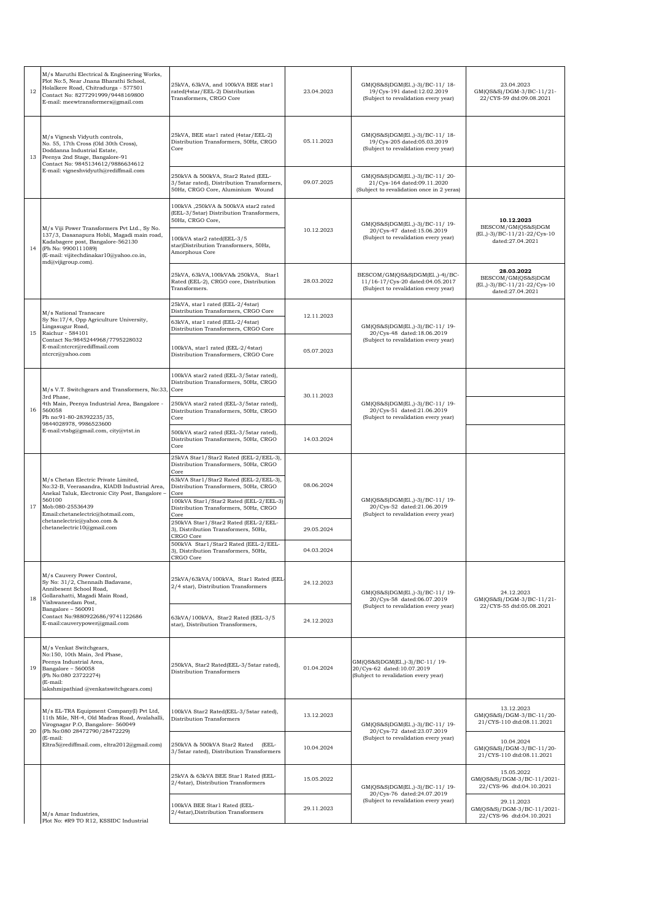| | | | | | |
|---|---|---|---|---|---|
| 12 | M/s Maruthi Electrical & Engineering Works, Plot No:5, Near Jnana Bharathi School, Holalkere Road, Chitradurga - 577501 Contact No: 8277291999/9448169800 E-mail: meewtransformers@gmail.com | 25kVA, 63kVA, and 100kVA BEE star1 rated(4star/EEL-2) Distribution Transformers, CRGO Core | 23.04.2023 | GM(QS&S)DGM(El.,)-3)/BC-11/ 18-19/Cys-191 dated:12.02.2019 (Subject to revalidation every year) | 23.04.2023 GM(QS&S)/DGM-3/BC-11/21-22/CYS-59 dtd:09.08.2021 |
| 13 | M/s Vignesh Vidyuth controls, No. 55, 17th Cross (Old 30th Cross), Doddanna Industrial Estate, Peenya 2nd Stage, Bangalore-91 Contact No: 9845134612/9886634612 E-mail: vigneshvidyuth@rediffmail.com | 25kVA, BEE star1 rated (4star/EEL-2) Distribution Transformers, 50Hz, CRGO Core | 05.11.2023 | GM(QS&S)DGM(El.,)-3)/BC-11/ 18-19/Cys-205 dated:05.03.2019 (Subject to revalidation every year) | |
| | | 250kVA & 500kVA, Star2 Rated (EEL-3/5star rated), Distribution Transformers, 50Hz, CRGO Core, Aluminium Wound | 09.07.2025 | GM(QS&S)DGM(El.,)-3)/BC-11/ 20-21/Cys-164 dated:09.11.2020 (Subject to revalidation once in 2 yeras) | |
| 14 | M/s Viji Power Transformers Pvt Ltd., Sy No. 137/3, Dasanapura Hobli, Magadi main road, Kadabagere post, Bangalore-562130 (Ph No: 9900111089) (E-mail: vijitechdinakar10@yahoo.co.in, md@vijigroup.com). | 100kVA ,250kVA & 500kVA star2 rated (EEL-3/5star) Distribution Transformers, 50Hz, CRGO Core, | 10.12.2023 | GM(QS&S)DGM(El.,)-3)/BC-11/ 19-20/Cys-47 dated:15.06.2019 (Subject to revalidation every year) | **10.12.2023** BESCOM/GM(QS&S)DGM (El.,)-3)/BC-11/21-22/Cys-10 dated:27.04.2021 |
| | | 100kVA star2 rated(EEL-3/5 star)Distribution Transformers, 50Hz, Amorphous Core | | | |
| | | 25kVA, 63kVA,100kVA& 250kVA, Star1 Rated (EEL-2), CRGO core, Distribution Transformers. | 28.03.2022 | BESCOM/GM(QS&S)DGM(El.,)-4)/BC-11/16-17/Cys-20 dated:04.05.2017 (Subject to revalidation every year) | **28.03.2022** BESCOM/GM(QS&S)DGM (El.,)-3)/BC-11/21-22/Cys-10 dated:27.04.2021 |
| 15 | M/s National Transcare Sy No:17/4, Opp Agriculture University, Lingasugur Road, Raichur - 584101 Contact No:9845244968/7795228032 E-mail:ntcrcr@rediffmail.com ntcrcr@yahoo.com | 25kVA, star1 rated (EEL-2/4star) Distribution Transformers, CRGO Core | 12.11.2023 | GM(QS&S)DGM(El.,)-3)/BC-11/ 19-20/Cys-48 dated:18.06.2019 (Subject to revalidation every year) | |
| | | 63kVA, star1 rated (EEL-2/4star) Distribution Transformers, CRGO Core | | | |
| | | 100kVA, star1 rated (EEL-2/4star) Distribution Transformers, CRGO Core | 05.07.2023 | | |
| 16 | M/s V.T. Switchgears and Transformers, No:33, 3rd Phase, 4th Main, Peenya Industrial Area, Bangalore - 560058 Ph no:91-80-28392235/35, 9844028978, 9986523600 E-mail:vtsbg@gmail.com, city@vtst.in | 100kVA star2 rated (EEL-3/5star rated), Distribution Transformers, 50Hz, CRGO Core | 30.11.2023 | GM(QS&S)DGM(El.,)-3)/BC-11/ 19-20/Cys-51 dated:21.06.2019 (Subject to revalidation every year) | |
| | | 250kVA star2 rated (EEL-3/5star rated), Distribution Transformers, 50Hz, CRGO Core | | | |
| | | 500kVA star2 rated (EEL-3/5star rated), Distribution Transformers, 50Hz, CRGO Core | 14.03.2024 | | |
| 17 | M/s Chetan Electric Private Limited, No:32-B, Veerasandra, KIADB Industrial Area, Anekal Taluk, Electronic City Post, Bangalore – 560100 Mob:080-25536439 Email:chetanelectric@hotmail.com, chetanelectric@yahoo.com & chetanelectric10@gmail.com | 25kVA Star1/Star2 Rated (EEL-2/EEL-3), Distribution Transformers, 50Hz, CRGO Core | 08.06.2024 | GM(QS&S)DGM(El.,)-3)/BC-11/ 19-20/Cys-52 dated:21.06.2019 (Subject to revalidation every year) | |
| | | 63kVA Star1/Star2 Rated (EEL-2/EEL-3), Distribution Transformers, 50Hz, CRGO Core | | | |
| | | 100kVA Star1/Star2 Rated (EEL-2/EEL-3) Distribution Transformers, 50Hz, CRGO Core | | | |
| | | 250kVA Star1/Star2 Rated (EEL-2/EEL-3), Distribution Transformers, 50Hz, CRGO Core | 29.05.2024 | | |
| | | 500kVA Star1/Star2 Rated (EEL-2/EEL-3), Distribution Transformers, 50Hz, CRGO Core | 04.03.2024 | | |
| 18 | M/s Cauvery Power Control, Sy No: 31/2, Chennaih Badavane, Annibesent School Road, Gollarahatti, Magadi Main Road, Vishwaneedam Post, Bangalore – 560091 Contact No:9880922686/9741122686 E-mail:cauverypower@gmail.com | 25kVA/63kVA/100kVA, Star1 Rated (EEL-2/4 star), Distribution Transformers | 24.12.2023 | GM(QS&S)DGM(El.,)-3)/BC-11/ 19-20/Cys-58 dated:06.07.2019 (Subject to revalidation every year) | 24.12.2023 GM(QS&S)/DGM-3/BC-11/21-22/CYS-55 dtd:05.08.2021 |
| | | 63kVA/100kVA, Star2 Rated (EEL-3/5 star), Distribution Transformers, | 24.12.2023 | | |
| 19 | M/s Venkat Switchgears, No:150, 10th Main, 3rd Phase, Peenya Industrial Area, Bangalore – 560058 (Ph No:080 23722274) (E-mail: lakshmipathiad @venkatswitchgears.com) | 250kVA, Star2 Rated(EEL-3/5star rated), Distribution Transformers | 01.04.2024 | GM(QS&S)DGM(El.,)-3)/BC-11/ 19-20/Cys-62 dated:10.07.2019 (Subject to revalidation every year) | |
| 20 | M/s EL-TRA Equipment Company(I) Pvt Ltd, 11th Mile, NH-4, Old Madras Road, Avalahalli, Virognagar P.O, Bangalore- 560049 (Ph No:080 28472790/28472229) (E-mail: Eltra5@rediffmail.com, eltra2012@gmail.com) | 100kVA Star2 Rated(EEL-3/5star rated), Distribution Transformers | 13.12.2023 | GM(QS&S)DGM(El.,)-3)/BC-11/ 19-20/Cys-72 dated:23.07.2019 (Subject to revalidation every year) | 13.12.2023 GM(QS&S)/DGM-3/BC-11/20-21/CYS-110 dtd:08.11.2021 |
| | | 250kVA & 500kVA Star2 Rated (EEL-3/5star rated), Distribution Transformers | 10.04.2024 | | 10.04.2024 GM(QS&S)/DGM-3/BC-11/20-21/CYS-110 dtd:08.11.2021 |
| | M/s Amar Industries, Plot No: #R9 TO R12, KSSIDC Industrial | 25kVA & 63kVA BEE Star1 Rated (EEL-2/4star), Distribution Transformers | 15.05.2022 | GM(QS&S)DGM(El.,)-3)/BC-11/ 19-20/Cys-76 dated:24.07.2019 (Subject to revalidation every year) | 15.05.2022 GM(QS&S)/DGM-3/BC-11/2021-22/CYS-96 dtd:04.10.2021 |
| | | 100kVA BEE Star1 Rated (EEL-2/4star),Distribution Transformers | 29.11.2023 | | 29.11.2023 GM(QS&S)/DGM-3/BC-11/2021-22/CYS-96 dtd:04.10.2021 |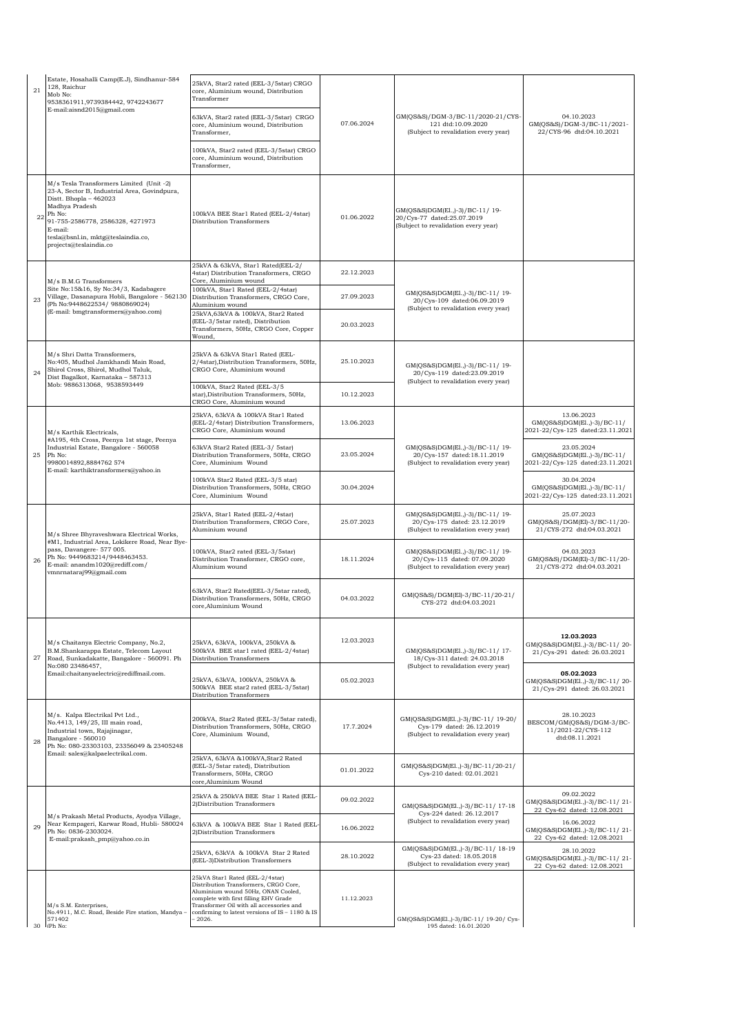| 21 | Estate, Hosahalli Camp(E.J), Sindhanur-584 128, Raichur Mob No: 9538361911,9739384442, 9742243677 E-mail:aisnd2015@gmail.com | 25kVA, Star2 rated (EEL-3/5star) CRGO core, Aluminium wound, Distribution Transformer | 07.06.2024 | GM(QS&S)/DGM-3/BC-11/2020-21/CYS-121 dtd:10.09.2020 (Subject to revalidation every year) | 04.10.2023 GM(QS&S)/DGM-3/BC-11/2021-22/CYS-96 dtd:04.10.2021 |
|---|---|---|---|---|---|
| | | 63kVA, Star2 rated (EEL-3/5star) CRGO core, Aluminium wound, Distribution Transformer, | | | |
| | | 100kVA, Star2 rated (EEL-3/5star) CRGO core, Aluminium wound, Distribution Transformer, | | | |
| 22 | M/s Tesla Transformers Limited (Unit -2) 23-A, Sector B, Industrial Area, Govindpura, Distt. Bhopla – 462023 Madhya Pradesh Ph No: 91-755-2586778, 2586328, 4271973 E-mail: tesla@bsnl.in, mktg@teslaindia.co, projects@teslaindia.co | 100kVA BEE Star1 Rated (EEL-2/4star) Distribution Transformers | 01.06.2022 | GM(QS&S)DGM(El.,)-3)/BC-11/ 19-20/Cys-77 dated:25.07.2019 (Subject to revalidation every year) | |
| 23 | M/s B.M.G Transformers Site No:15&16, Sy No:34/3, Kadabagere Village, Dasanapura Hobli, Bangalore - 562130 (Ph No:9448622534/ 9880869024) (E-mail: bmgtransformers@yahoo.com) | 25kVA & 63kVA, Star1 Rated(EEL-2/ 4star) Distribution Transformers, CRGO Core, Aluminium wound | 22.12.2023 | GM(QS&S)DGM(El.,)-3)/BC-11/ 19-20/Cys-109 dated:06.09.2019 (Subject to revalidation every year) | |
| | | 100kVA, Star1 Rated (EEL-2/4star) Distribution Transformers, CRGO Core, Aluminium wound | 27.09.2023 | | |
| | | 25kVA,63kVA & 100kVA, Star2 Rated (EEL-3/5star rated), Distribution Transformers, 50Hz, CRGO Core, Copper Wound, | 20.03.2023 | | |
| 24 | M/s Shri Datta Transformers, No:405, Mudhol Jamkhandi Main Road, Shirol Cross, Shirol, Mudhol Taluk, Dist Bagalkot, Karnataka – 587313 Mob: 9886313068, 9538593449 | 25kVA & 63kVA Star1 Rated (EEL-2/4star),Distribution Transformers, 50Hz, CRGO Core, Aluminium wound | 25.10.2023 | GM(QS&S)DGM(El.,)-3)/BC-11/ 19-20/Cys-119 dated:23.09.2019 (Subject to revalidation every year) | |
| | | 100kVA, Star2 Rated (EEL-3/5 star),Distribution Transformers, 50Hz, CRGO Core, Aluminium wound | 10.12.2023 | | |
| 25 | M/s Karthik Electricals, #A195, 4th Cross, Peenya 1st stage, Peenya Industrial Estate, Bangalore - 560058 Ph No: 9980014892,8884762 574 E-mail: karthiktransformers@yahoo.in | 25kVA, 63kVA & 100kVA Star1 Rated (EEL-2/4star) Distribution Transformers, CRGO Core, Aluminium wound | 13.06.2023 | GM(QS&S)DGM(El.,)-3)/BC-11/ 19-20/Cys-157 dated:18.11.2019 (Subject to revalidation every year) | 13.06.2023 GM(QS&S)DGM(El.,)-3)/BC-11/ 2021-22/Cys-125 dated:23.11.2021 |
| | | 63kVA Star2 Rated (EEL-3/ 5star) Distribution Transformers, 50Hz, CRGO Core, Aluminium Wound | 23.05.2024 | | 23.05.2024 GM(QS&S)DGM(El.,)-3)/BC-11/ 2021-22/Cys-125 dated:23.11.2021 |
| | | 100kVA Star2 Rated (EEL-3/5 star) Distribution Transformers, 50Hz, CRGO Core, Aluminium Wound | 30.04.2024 | | 30.04.2024 GM(QS&S)DGM(El.,)-3)/BC-11/ 2021-22/Cys-125 dated:23.11.2021 |
| 26 | M/s Shree Bhyraveshwara Electrical Works, #M1, Industrial Area, Lokikere Road, Near Bye-pass, Davangere- 577 005. Ph No: 9449683214/9448463453. E-mail: anandm1020@rediff.com/ vmnrnataraj99@gmail.com | 25kVA, Star1 Rated (EEL-2/4star) Distribution Transformers, CRGO Core, Aluminium wound | 25.07.2023 | GM(QS&S)DGM(El.,)-3)/BC-11/ 19-20/Cys-175 dated: 23.12.2019 (Subject to revalidation every year) | 25.07.2023 GM(QS&S)/DGM(El)-3/BC-11/20-21/CYS-272 dtd:04.03.2021 |
| | | 100kVA, Star2 rated (EEL-3/5star) Distribution Transformer, CRGO core, Aluminium wound | 18.11.2024 | GM(QS&S)DGM(El.,)-3)/BC-11/ 19-20/Cys-115 dated: 07.09.2020 (Subject to revalidation every year) | 04.03.2023 GM(QS&S)/DGM(El)-3/BC-11/20-21/CYS-272 dtd:04.03.2021 |
| | | 63kVA, Star2 Rated(EEL-3/5star rated), Distribution Transformers, 50Hz, CRGO core,Aluminium Wound | 04.03.2022 | GM(QS&S)/DGM(El)-3/BC-11/20-21/ CYS-272 dtd:04.03.2021 | |
| 27 | M/s Chaitanya Electric Company, No.2, B.M.Shankarappa Estate, Telecom Layout Road, Sunkadakatte, Bangalore - 560091. Ph No:080 23486457, Email:chaitanyaelectric@rediffmail.com. | 25kVA, 63kVA, 100kVA, 250kVA & 500kVA BEE star1 rated (EEL-2/4star) Distribution Transformers | 12.03.2023 | GM(QS&S)DGM(El.,)-3)/BC-11/ 17-18/Cys-311 dated: 24.03.2018 (Subject to revalidation every year) | **12.03.2023** GM(QS&S)DGM(El.,)-3)/BC-11/ 20-21/Cys-291 dated: 26.03.2021 |
| | | 25kVA, 63kVA, 100kVA, 250kVA & 500kVA BEE star2 rated (EEL-3/5star) Distribution Transformers | 05.02.2023 | | **05.02.2023** GM(QS&S)DGM(El.,)-3)/BC-11/ 20-21/Cys-291 dated: 26.03.2021 |
| 28 | M/s. Kalpa Electrikal Pvt Ltd., No.4413, 149/25, III main road, Industrial town, Rajajinagar, Bangalore - 560010 Ph No: 080-23303103, 23356049 & 23405248 Email: sales@kalpaelectrikal.com. | 200kVA, Star2 Rated (EEL-3/5star rated), Distribution Transformers, 50Hz, CRGO Core, Aluminium Wound, | 17.7.2024 | GM(QS&S)DGM(El.,)-3)/BC-11/ 19-20/ Cys-179 dated: 26.12.2019 (Subject to revalidation every year) | 28.10.2023 BESCOM/GM(QS&S)/DGM-3/BC-11/2021-22/CYS-112 dtd:08.11.2021 |
| | | 25kVA, 63kVA &100kVA,Star2 Rated (EEL-3/5star rated), Distribution Transformers, 50Hz, CRGO core,Aluminium Wound | 01.01.2022 | GM(QS&S)DGM(El.,)-3)/BC-11/20-21/ Cys-210 dated: 02.01.2021 | |
| 29 | M/s Prakash Metal Products, Ayodya Village, Near Kempageri, Karwar Road, Hubli- 580024 Ph No: 0836-2303024. E-mail:prakash_pmp@yahoo.co.in | 25kVA & 250kVA BEE Star 1 Rated (EEL-2)Distribution Transformers | 09.02.2022 | GM(QS&S)DGM(El.,)-3)/BC-11/ 17-18 Cys-224 dated: 26.12.2017 (Subject to revalidation every year) | 09.02.2022 GM(QS&S)DGM(El.,)-3)/BC-11/ 21-22 Cys-62 dated: 12.08.2021 |
| | | 63kVA & 100kVA BEE Star 1 Rated (EEL-2)Distribution Transformers | 16.06.2022 | | 16.06.2022 GM(QS&S)DGM(El.,)-3)/BC-11/ 21-22 Cys-62 dated: 12.08.2021 |
| | | 25kVA, 63kVA & 100kVA Star 2 Rated (EEL-3)Distribution Transformers | 28.10.2022 | GM(QS&S)DGM(El.,)-3)/BC-11/ 18-19 Cys-23 dated: 18.05.2018 (Subject to revalidation every year) | 28.10.2022 GM(QS&S)DGM(El.,)-3)/BC-11/ 21-22 Cys-62 dated: 12.08.2021 |
| 30 | M/s S.M. Enterprises, No.4911, M.C. Road, Beside Fire station, Mandya – 571402 (Ph No: | 25kVA Star1 Rated (EEL-2/4star) Distribution Transformers, CRGO Core, Aluminium wound 50Hz, ONAN Cooled, complete with first filling EHV Grade Transformer Oil with all accessories and confirming to latest versions of IS – 1180 & IS – 2026. | 11.12.2023 | GM(QS&S)DGM(El.,)-3)/BC-11/ 19-20/ Cys-195 dated: 16.01.2020 | |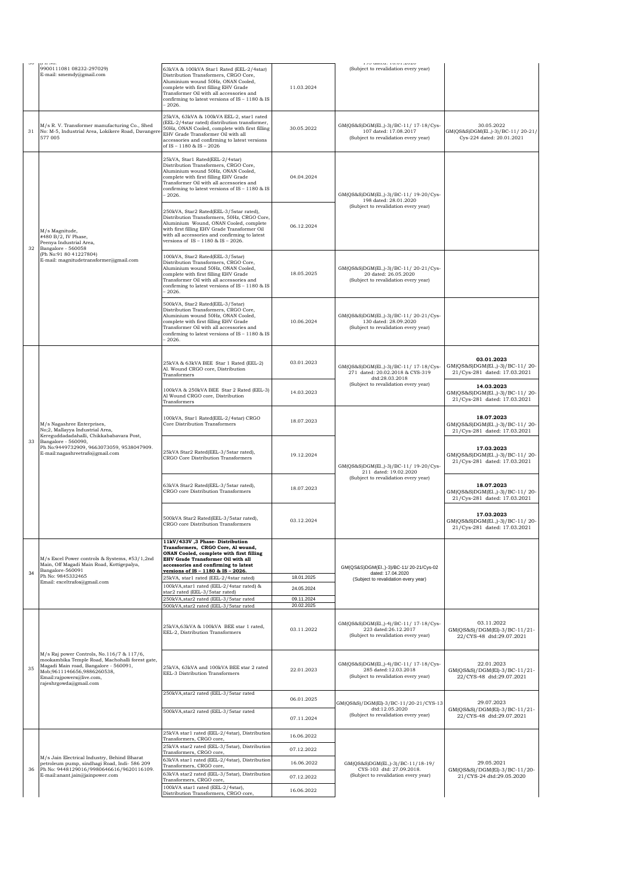| | | | | | |
|---|---|---|---|---|---|
| 30 | (Ph No. 9900111081 08232-297029) E-mail: smemdy@gmail.com | 63kVA & 100kVA Star1 Rated (EEL-2/4star) Distribution Transformers, CRGO Core, Aluminium wound 50Hz, ONAN Cooled, complete with first filling EHV Grade Transformer Oil with all accessories and confirming to latest versions of IS – 1180 & IS – 2026. | 11.03.2024 | 193 dated: 18.01.2020 (Subject to revalidation every year) | |
| 31 | M/s R. V. Transformer manufacturing Co., Shed No: M-5, Industrial Area, Lokikere Road, Davangere-577 005 | 25kVA, 63kVA & 100kVA EEL-2, star1 rated (EEL-2/4star rated) distribution transformer, 50Hz, ONAN Cooled, complete with first filling EHV Grade Transformer Oil with all accessories and confirming to latest versions of IS – 1180 & IS – 2026 | 30.05.2022 | GM(QS&S)DGM(El.,)-3)/BC-11/ 17-18/Cys-107 dated: 17.08.2017 (Subject to revalidation every year) | 30.05.2022 GM(QS&S)DGM(El.,)-3)/BC-11/ 20-21/ Cys-224 dated: 20.01.2021 |
| 32 | M/s Magnitude, #480 B/2, IV Phase, Peenya Industrial Area, Bangalore - 560058 (Ph No:91 80 41227804) E-mail: magnitudetransformer@gmail.com | 25kVA, Star1 Rated(EEL-2/4star) Distribution Transformers, CRGO Core, Aluminium wound 50Hz, ONAN Cooled, complete with first filling EHV Grade Transformer Oil with all accessories and confirming to latest versions of IS – 1180 & IS – 2026. | 04.04.2024 | GM(QS&S)DGM(El.,)-3)/BC-11/ 19-20/Cys-198 dated: 28.01.2020 (Subject to revalidation every year) | |
| | | 250kVA, Star2 Rated(EEL-3/5star rated), Distribution Transformers, 50Hz, CRGO Core, Aluminium Wound, ONAN Cooled, complete with first filling EHV Grade Transformer Oil with all accessories and confirming to latest versions of IS – 1180 & IS – 2026. | 06.12.2024 | | |
| | | 100kVA, Star2 Rated(EEL-3/5star) Distribution Transformers, CRGO Core, Aluminium wound 50Hz, ONAN Cooled, complete with first filling EHV Grade Transformer Oil with all accessories and confirming to latest versions of IS – 1180 & IS – 2026. | 18.05.2025 | GM(QS&S)DGM(El.,)-3)/BC-11/ 20-21/Cys-20 dated: 26.05.2020 (Subject to revalidation every year) | |
| | | 500kVA, Star2 Rated(EEL-3/5star) Distribution Transformers, CRGO Core, Aluminium wound 50Hz, ONAN Cooled, complete with first filling EHV Grade Transformer Oil with all accessories and confirming to latest versions of IS – 1180 & IS – 2026. | 10.06.2024 | GM(QS&S)DGM(El.,)-3)/BC-11/ 20-21/Cys-130 dated: 28.09.2020 (Subject to revalidation every year) | |
| 33 | M/s Nagashree Enterprises, No;2, Mallayya Industrial Area, Kereguddadadahalli, Chikkababavara Post, Bangalore - 560090, Ph No:9449732909, 9663073059, 9538047909. E-mail:nagashreetrafo@gmail.com | 25kVA & 63kVA BEE Star 1 Rated (EEL-2) Al. Wound CRGO core, Distribution Transformers | 03.01.2023 | GM(QS&S)DGM(El.,)-3)/BC-11/ 17-18/Cys-271 dated: 20.02.2018 & CYS-319 dtd:28.03.2018 (Subject to revalidation every year) | **03.01.2023** GM(QS&S)DGM(El.,)-3)/BC-11/ 20-21/Cys-281 dated: 17.03.2021 |
| | | 100kVA & 250kVA BEE Star 2 Rated (EEL-3) Al Wound CRGO core, Distribution Transformers | 14.03.2023 | | **14.03.2023** GM(QS&S)DGM(El.,)-3)/BC-11/ 20-21/Cys-281 dated: 17.03.2021 |
| | | 100kVA, Star1 Rated(EEL-2/4star) CRGO Core Distribution Transformers | 18.07.2023 | GM(QS&S)DGM(El.,)-3)/BC-11/ 19-20/Cys-211 dated: 19.02.2020 (Subject to revalidation every year) | **18.07.2023** GM(QS&S)DGM(El.,)-3)/BC-11/ 20-21/Cys-281 dated: 17.03.2021 |
| | | 25kVA Star2 Rated(EEL-3/5star rated), CRGO Core Distribution Transformers | 19.12.2024 | | **17.03.2023** GM(QS&S)DGM(El.,)-3)/BC-11/ 20-21/Cys-281 dated: 17.03.2021 |
| | | 63kVA Star2 Rated(EEL-3/5star rated), CRGO core Distribution Transformers | 18.07.2023 | | **18.07.2023** GM(QS&S)DGM(El.,)-3)/BC-11/ 20-21/Cys-281 dated: 17.03.2021 |
| | | 500kVA Star2 Rated(EEL-3/5star rated), CRGO Core Distribution Transformers | 03.12.2024 | | **17.03.2023** GM(QS&S)DGM(El.,)-3)/BC-11/ 20-21/Cys-281 dated: 17.03.2021 |
| 34 | M/s Excel Power controls & Systems, #53/1,2nd Main, Off Magadi Main Road, Kottigepalya, Bangalore-560091 Ph No: 9845332465 Email: exceltrafos@gmail.com | **11kV/433V ,3 Phase- Distribution Transformers, CRGO Core, Al wound, ONAN Cooled, complete with first filling EHV Grade Transformer Oil with all accessories and confirming to latest versions of IS – 1180 & IS – 2026.** | | GM(QS&S)DGM(El.,)-3)/BC-11/ 20-21/Cys-02 dated: 17.04.2020 (Subject to revalidation every year) | |
| | | 25kVA, star1 rated (EEL-2/4star rated) | 18.01.2025 | | |
| | | 100kVA,star1 rated (EEL-2/4star rated) & star2 rated (EEL-3/5star rated) | 24.05.2024 | | |
| | | 250kVA,star2 rated (EEL-3/5star rated | 09.11.2024 | | |
| | | 500kVA,star2 rated (EEL-3/5star rated | 20.02.2025 | | |
| 35 | M/s Raj power Controls, No.116/7 & 117/6, mookambika Temple Road, Machohalli forest gate, Magadi Main road, Bangalore - 560091, Mob;9611146656,9886260538, Email:rajpowers@live.com, rajeshrgowda@gmail.com | 25kVA,63kVA & 100kVA BEE star 1 rated, EEL-2, Distribution Transformers | 03.11.2022 | GM(QS&S)DGM(El.,)-4)/BC-11/ 17-18/Cys-223 dated:26.12.2017 (Subject to revalidation every year) | 03.11.2022 GM(QS&S)/DGM(El)-3/BC-11/21-22/CYS-48 dtd:29.07.2021 |
| | | 25kVA, 63kVA and 100kVA BEE star 2 rated EEL-3 Distribution Transformers | 22.01.2023 | GM(QS&S)DGM(El.,)-4)/BC-11/ 17-18/Cys-285 dated:12.03.2018 (Subject to revalidation every year) | 22.01.2023 GM(QS&S)/DGM(El)-3/BC-11/21-22/CYS-48 dtd:29.07.2021 |
| | | 250kVA,star2 rated (EEL-3/5star rated | 06.01.2025 | GM(QS&S)/DGM(El)-3/BC-11/20-21/CYS-13 dtd:12.05.2020 (Subject to revalidation every year) | 29.07.2023 GM(QS&S)/DGM(El)-3/BC-11/21-22/CYS-48 dtd:29.07.2021 |
| | | 500kVA,star2 rated (EEL-3/5star rated | 07.11.2024 | | |
| 36 | M/s Jain Electrical Industry, Behind Bharat petroleum pump, sindhagi Road, Indi- 586 209 Ph No: 9448129016/9980646616/9620116109. E-mail:anant.jain@jainpower.com | 25kVA star1 rated (EEL-2/4star), Distribution Transformers, CRGO core, | 16.06.2022 | GM(QS&S)DGM(EL,)-3)/BC-11/18-19/ CYS-103 dtd: 27.09.2018. (Subject to revalidation every year) | 29.05.2021 GM(QS&S)/DGM(El)-3/BC-11/20-21/CYS-24 dtd:29.05.2020 |
| | | 25kVA star2 rated (EEL-3/5star), Distribution Transformers, CRGO core, | 07.12.2022 | | |
| | | 63kVA star1 rated (EEL-2/4star), Distribution Transformers, CRGO core, | 16.06.2022 | | |
| | | 63kVA star2 rated (EEL-3/5star), Distribution Transformers, CRGO core, | 07.12.2022 | | |
| | | 100kVA star1 rated (EEL-2/4star), Distribution Transformers, CRGO core, | 16.06.2022 | | |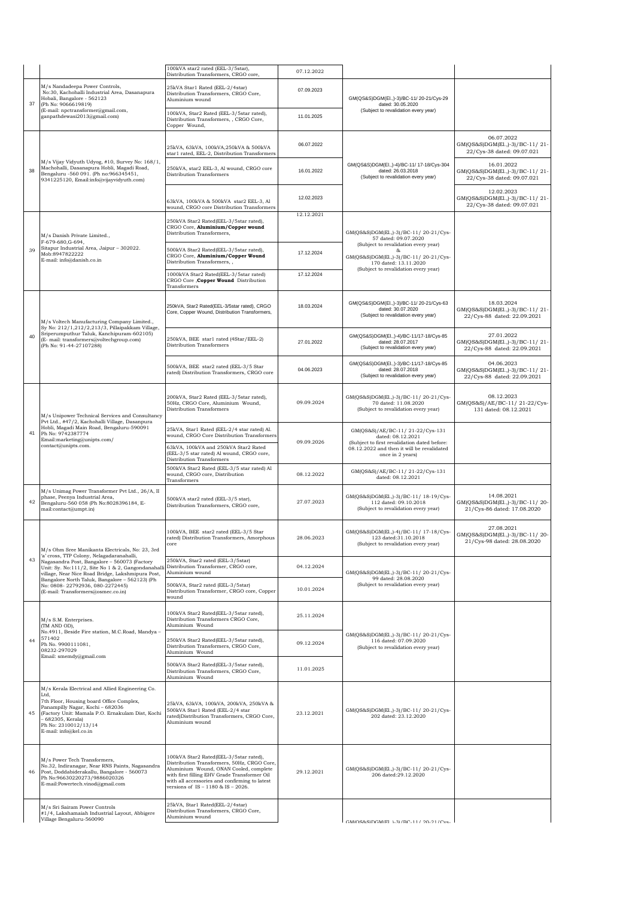| | | 100kVA star2 rated (EEL-3/5star), Distribution Transformers, CRGO core, | 07.12.2022 | | |
|---|---|---|---|---|---|
| 37 | M/s Nandadeepa Power Controls, No:30, Kachohalli Industrial Area, Dasanapura Hobali, Bangalore - 562123 (Ph No: 9066619819) (E-mail: npctransformer@gmail.com, ganpathdewasi2013@gmail.com) | 25kVA Star1 Rated (EEL-2/4star) Distribution Transformers, CRGO Core, Aluminium wound | 07.09.2023 | GM(QS&S)DGM(El.,)-3)/BC-11/ 20-21/Cys-29 dated: 30.05.2020 (Subject to revalidation every year) | |
| | | 100kVA, Star2 Rated (EEL-3/5star rated), Distribution Transformers, , CRGO Core, Copper Wound, | 11.01.2025 | | |
| 38 | M/s Vijay Vidyuth Udyog, #10, Survey No: 168/1, Machohalli, Dasanapura Hobli, Magadi Road, Bengaluru -560 091. (Ph no:966345451, 9341225120, Email:info@vijayvidyuth.com) | 25kVA, 63kVA, 100kVA,250kVA & 500kVA star1 rated, EEL-2, Distribution Transformers | 06.07.2022 | GM(QS&S)DGM(El.,)-4)/BC-11/ 17-18/Cys-304 dated: 26.03.2018 (Subject to revalidation every year) | 06.07.2022 GM(QS&S)DGM(El.,)-3)/BC-11/ 21-22/Cys-38 dated: 09.07.021 |
| | | 250kVA, star2 EEL-3, Al wound, CRGO core Distribution Transformers | 16.01.2022 | | 16.01.2022 GM(QS&S)DGM(El.,)-3)/BC-11/ 21-22/Cys-38 dated: 09.07.021 |
| | | 63kVA, 100kVA & 500kVA star2 EEL-3, Al wound, CRGO core Distribution Transformers | 12.02.2023 | | 12.02.2023 GM(QS&S)DGM(El.,)-3)/BC-11/ 21-22/Cys-38 dated: 09.07.021 |
| 39 | M/s Danish Private Limited., F-679-680,G-694, Sitapur Industrial Area, Jaipur – 302022. Mob:8947822222 E-mail: info@danish.co.in | 250kVA Star2 Rated(EEL-3/5star rated), CRGO Core, **Aluminium/Copper wound** Distribution Transformers, | 12.12.2021 | GM(QS&S)DGM(El.,)-3)/BC-11/ 20-21/Cys-57 dated: 09.07.2020 (Subject to revalidation every year) & GM(QS&S)DGM(El.,)-3)/BC-11/ 20-21/Cys-170 dated: 13.11.2020 (Subject to revalidation every year) | |
| | | 500kVA Star2 Rated(EEL-3/5star rated), CRGO Core, **Aluminium/Copper Wound** Distribution Transformers, , | 17.12.2024 | | |
| | | 1000kVA Star2 Rated(EEL-3/5star rated) CRGO Core ,**Copper Wound** Distribution Transformers | 17.12.2024 | | |
| 40 | M/s Voltech Manufacturing Company Limited., Sy No: 212/1,212/2,213/3, Pillaipakkam Village, Sriperumputhur Taluk, Kanchipuram-602105) (E- mail: transformers@voltechgroup.com) (Ph No: 91-44-27107288) | 250kVA, Star2 Rated(EEL-3/5star rated), CRGO Core, Copper Wound, Distribution Transformers, | 18.03.2024 | GM(QS&S)DGM(El.,)-3)/BC-11/ 20-21/Cys-63 dated: 30.07.2020 (Subject to revalidation every year) | 18.03.2024 GM(QS&S)DGM(El.,)-3)/BC-11/ 21-22/Cys-88 dated: 22.09.2021 |
| | | 250kVA, BEE star1 rated (4Star/EEL-2) Distribution Transformers | 27.01.2022 | GM(QS&S)DGM(El.,)-4)/BC-11/17-18/Cys-85 dated: 28.07.2017 (Subject to revalidation every year) | 27.01.2022 GM(QS&S)DGM(El.,)-3)/BC-11/ 21-22/Cys-88 dated: 22.09.2021 |
| | | 500kVA, BEE star2 rated (EEL-3/5 Star rated) Distribution Transformers, CRGO core | 04.06.2023 | GM(QS&S)DGM(El.,)-3)/BC-11/17-18/Cys-85 dated: 28.07.2018 (Subject to revalidation every year) | 04.06.2023 GM(QS&S)DGM(El.,)-3)/BC-11/ 21-22/Cys-88 dated: 22.09.2021 |
| 41 | M/s Unipower Technical Services and Consultancy Pvt Ltd., #47/2, Kachohalli Village, Dasanpura Hobli, Magadi Main Road, Bengaluru-590091 Ph No: 9742387774 Email:marketing@unipts.com/ contact@unipts.com. | 200kVA, Star2 Rated (EEL-3/5star rated), 50Hz, CRGO Core, Aluminium Wound, Distribution Transformers | 09.09.2024 | GM(QS&S)DGM(El.,)-3)/BC-11/ 20-21/Cys-70 dated: 11.08.2020 (Subject to revalidation every year) | 08.12.2023 GM(QS&S)/AE/BC-11/ 21-22/Cys-131 dated: 08.12.2021 |
| | | 25kVA, Star1 Rated (EEL-2/4 star rated) Al. wound, CRGO Core Distribution Transformers | 09.09.2026 | GM(QS&S)/AE/BC-11/ 21-22/Cys-131 dated: 08.12.2021 (Subject to first revalidation dated before: 08.12.2022 and then it will be revalidated once in 2 years) | |
| | | 63kVA, 100kVA and 250kVA Star2 Rated (EEL-3/5 star rated) Al wound, CRGO core, Distribution Transformers | | | |
| | | 500kVA Star2 Rated (EEL-3/5 star rated) Al wound, CRGO core, Distribution Transformers | 08.12.2022 | GM(QS&S)/AE/BC-11/ 21-22/Cys-131 dated: 08.12.2021 | |
| 42 | M/s Unimag Power Transformer Pvt Ltd., 26/A, II phase, Peenya Industrial Area, Bengaluru-560 058 (Ph No:8028396184, E-mail:contact@umpt.in) | 500kVA star2 rated (EEL-3/5 star), Distribution Transformers, CRGO core, | 27.07.2023 | GM(QS&S)DGM(El.,)-3)/BC-11/ 18-19/Cys-112 dated: 09.10.2018 (Subject to revalidation every year) | 14.08.2021 GM(QS&S)DGM(El.,)-3)/BC-11/ 20-21/Cys-86 dated: 17.08.2020 |
| 43 | M/s Ohm Sree Manikanta Electricals, No: 23, 3rd 'a' cross, TTP Colony, Nelagadaranahalli, Nagasandra Post, Bangalore – 560073 (Factory Unit: Sy. No:111/2, Site No 1 & 2, Gangondanahalli village, Near Nice Road Bridge, Lakshmipura Post, Bangalore North Taluk, Bangalore – 562123) (Ph No: 0808- 22792936, 080-2272445) (E-mail: Transformers@osmec.co.in) | 100kVA, BEE star2 rated (EEL-3/5 Star rated) Distribution Transformers, Amorphous core | 28.06.2023 | GM(QS&S)DGM(El.,)-4)/BC-11/ 17-18/Cys-123 dated:31.10.2018 (Subject to revalidation every year) | 27.08.2021 GM(QS&S)DGM(El.,)-3)/BC-11/ 20-21/Cys-98 dated: 28.08.2020 |
| | | 250kVA, Star2 rated (EEL-3/5star) Distribution Transformer, CRGO core, Aluminium wound | 04.12.2024 | GM(QS&S)DGM(El.,)-3)/BC-11/ 20-21/Cys-99 dated: 28.08.2020 (Subject to revalidation every year) | |
| | | 500kVA, Star2 rated (EEL-3/5star) Distribution Transformer, CRGO core, Copper wound | 10.01.2024 | | |
| 44 | M/s S.M. Enterprises. (TM AND OD), No.4911, Beside Fire station, M.C.Road, Mandya – 571402 Ph No. 9900111081, 08232-297029 Email: smemdy@gmail.com | 100kVA Star2 Rated(EEL-3/5star rated), Distribution Transformers CRGO Core, Aluminium Wound | 25.11.2024 | GM(QS&S)DGM(El.,)-3)/BC-11/ 20-21/Cys-116 dated: 07.09.2020 (Subject to revalidation every year) | |
| | | 250kVA Star2 Rated(EEL-3/5star rated), Distribution Transformers, CRGO Core, Aluminium Wound | 09.12.2024 | | |
| | | 500kVA Star2 Rated(EEL-3/5star rated), Distribution Transformers, CRGO Core, Aluminium Wound | 11.01.2025 | | |
| 45 | M/s Kerala Electrical and Allied Engineering Co. Ltd, 7th Floor, Housing board Office Complex, Panampilly Nagar, Kochi – 682036 (Factory Unit: Mamala P.O. Ernakulam Dist, Kochi – 682305, Kerala) Ph No: 2310012/13/14 E-mail: info@kel.co.in | 25kVA, 63kVA, 100kVA, 200kVA, 250kVA & 500kVA Star1 Rated (EEL-2/4 star rated)Distribution Transformers, CRGO Core, Aluminium wound | 23.12.2021 | GM(QS&S)DGM(El.,)-3)/BC-11/ 20-21/Cys-202 dated: 23.12.2020 | |
| 46 | M/s Power Tech Transformers, No.32, Indiranagar, Near RNS Paints, Nagasandra Post, Doddabiderakallu, Bangalore - 560073 Ph No:96630220273/9886020326 E-mail:Powertech.vinod@gmail.com | 100kVA Star2 Rated(EEL-3/5star rated), Distribution Transformers, 50Hz, CRGO Core, Aluminium Wound, ONAN Cooled, complete with first filling EHV Grade Transformer Oil with all accessories and confirming to latest versions of IS – 1180 & IS – 2026. | 29.12.2021 | GM(QS&S)DGM(El.,)-3)/BC-11/ 20-21/Cys-206 dated:29.12.2020 | |
| | M/s Sri Sairam Power Controls #1/4, Lakshamaiah Industrial Layout, Abbigere Village Bengaluru-560090 | 25kVA, Star1 Rated(EEL-2/4star) Distribution Transformers, CRGO Core, Aluminium wound | | GM(QS&S)DGM(El.,)-3)/BC-11/ 20-21/Cys- | |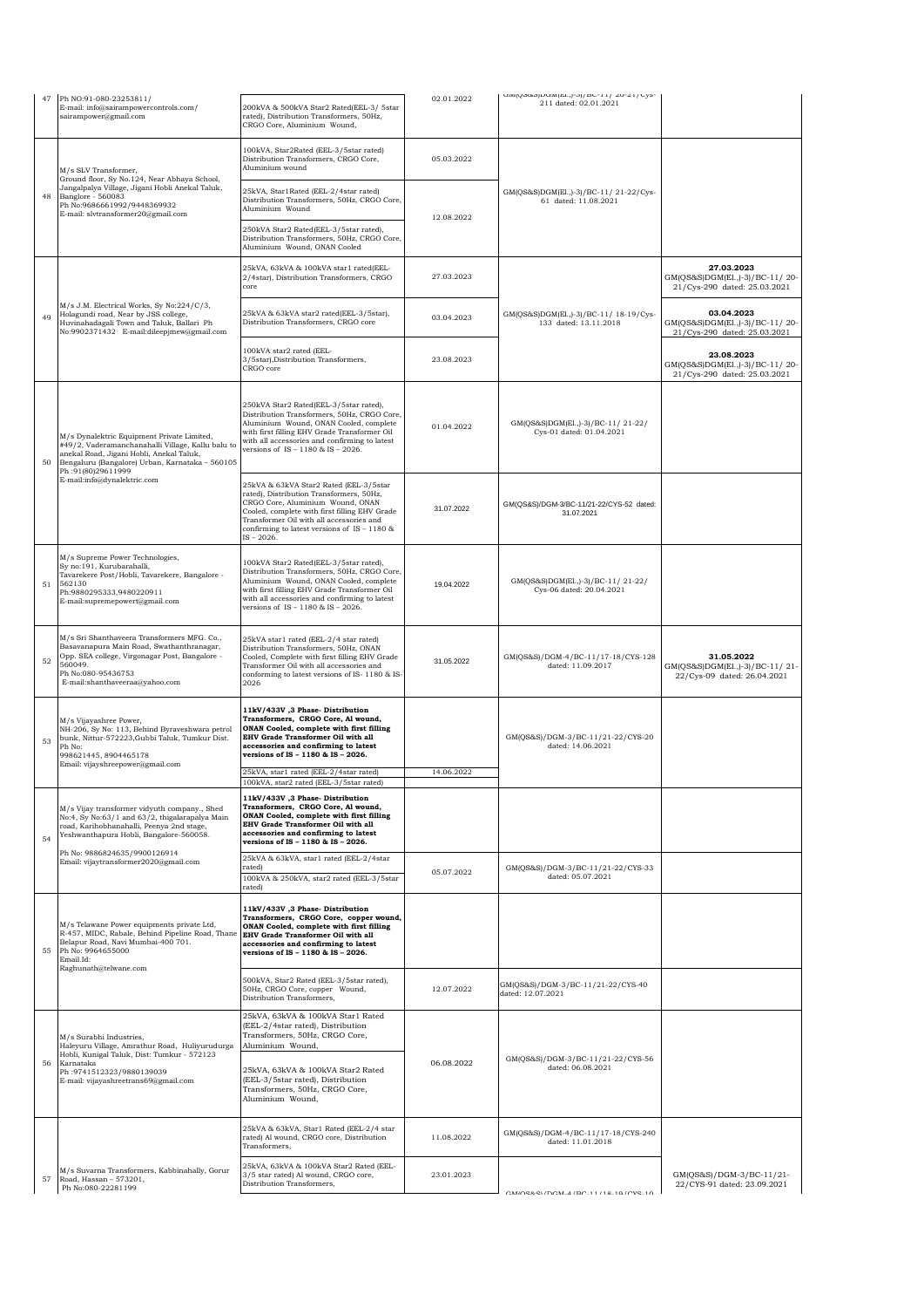| 47 | Ph NO:91-080-23253811/<br>E-mail: info@sairampowercontrols.com/<br>sairampower@gmail.com | 200kVA & 500kVA Star2 Rated(EEL-3/ 5star rated), Distribution Transformers, 50Hz, CRGO Core, Aluminium Wound, | 02.01.2022 | GM(QS&S)DGM(El.,)-3)/BC-11/ 20-21/Cys-211 dated: 02.01.2021 | |
|---|---|---|---|---|---|
| 48 | M/s SLV Transformer,<br>Ground floor, Sy No.124, Near Abhaya School, Jangalpalya Village, Jigani Hobli Anekal Taluk, Banglore - 560083<br>Ph No:9686661992/9448369932<br>E-mail: slvtransformer20@gmail.com | 100kVA, Star2Rated (EEL-3/5star rated) Distribution Transformers, CRGO Core, Aluminium wound | 05.03.2022 | GM(QS&S)DGM(El.,)-3)/BC-11/ 21-22/Cys-61 dated: 11.08.2021 | |
| | | 25kVA, Star1Rated (EEL-2/4star rated) Distribution Transformers, 50Hz, CRGO Core, Aluminium Wound | 12.08.2022 | | |
| | | 250kVA Star2 Rated(EEL-3/5star rated), Distribution Transformers, 50Hz, CRGO Core, Aluminium Wound, ONAN Cooled | | | |
| 49 | M/s J.M. Electrical Works, Sy No:224/C/3, Holagundi road, Near by JSS college, Huvinahadagali Town and Taluk, Ballari Ph No:9902371432 E-mail:dileepjmew@gmail.com | 25kVA, 63kVA & 100kVA star1 rated(EEL-2/4star), Distribution Transformers, CRGO core | 27.03.2023 | GM(QS&S)DGM(El.,)-3)/BC-11/ 18-19/Cys-133 dated: 13.11.2018 | **27.03.2023**<br>GM(QS&S)DGM(El.,)-3)/BC-11/ 20-21/Cys-290 dated: 25.03.2021 |
| | | 25kVA & 63kVA star2 rated(EEL-3/5star), Distribution Transformers, CRGO core | 03.04.2023 | | **03.04.2023**<br>GM(QS&S)DGM(El.,)-3)/BC-11/ 20-21/Cys-290 dated: 25.03.2021 |
| | | 100kVA star2 rated (EEL-3/5star),Distribution Transformers, CRGO core | 23.08.2023 | | **23.08.2023**<br>GM(QS&S)DGM(El.,)-3)/BC-11/ 20-21/Cys-290 dated: 25.03.2021 |
| 50 | M/s Dynalektric Equipment Private Limited, #49/2, Vaderamanchanahalli Village, Kallu balu to anekal Road, Jigani Hobli, Anekal Taluk, Bengaluru (Bangalore) Urban, Karnataka – 560105<br>Ph :91(80)29611999<br>E-mail:info@dynalektric.com | 250kVA Star2 Rated(EEL-3/5star rated), Distribution Transformers, 50Hz, CRGO Core, Aluminium Wound, ONAN Cooled, complete with first filling EHV Grade Transformer Oil with all accessories and confirming to latest versions of IS – 1180 & IS – 2026. | 01.04.2022 | GM(QS&S)DGM(El.,)-3)/BC-11/ 21-22/ Cys-01 dated: 01.04.2021 | |
| | | 25kVA & 63kVA Star2 Rated (EEL-3/5star rated), Distribution Transformers, 50Hz, CRGO Core, Aluminium Wound, ONAN Cooled, Complete with first filling EHV Grade Transformer Oil with all accessories and confirming to latest versions of IS – 1180 & IS – 2026. | 31.07.2022 | GM(QS&S)/DGM-3/BC-11/21-22/CYS-52 dated: 31.07.2021 | |
| 51 | M/s Supreme Power Technologies,<br>Sy no:191, Kurubarahalli,<br>Tavarekere Post/Hobli, Tavarekere, Bangalore - 562130<br>Ph:9880295333,9480220911<br>E-mail:supremepowert@gmail.com | 100kVA Star2 Rated(EEL-3/5star rated), Distribution Transformers, 50Hz, CRGO Core, Aluminium Wound, ONAN Cooled, complete with first filling EHV Grade Transformer Oil with all accessories and confirming to latest versions of IS – 1180 & IS – 2026. | 19.04.2022 | GM(QS&S)DGM(El.,)-3)/BC-11/ 21-22/ Cys-06 dated: 20.04.2021 | |
| 52 | M/s Sri Shanthaveera Transformers MFG. Co., Basavanapura Main Road, Swathanthranagar, Opp. SEA college, Virgonagar Post, Bangalore - 560049.<br>Ph No:080-95436753<br>E-mail:shanthaveeraa@yahoo.com | 25kVA star1 rated (EEL-2/4 star rated) Distribution Transformers, 50Hz, ONAN Cooled, Complete with first filling EHV Grade Transformer Oil with all accessories and conforming to latest versions of IS- 1180 & IS-2026 | 31.05.2022 | GM(QS&S)/DGM-4/BC-11/17-18/CYS-128 dated: 11.09.2017 | **31.05.2022**<br>GM(QS&S)DGM(El.,)-3)/BC-11/ 21-22/Cys-09 dated: 26.04.2021 |
| 53 | M/s Vijayashree Power,<br>NH-206, Sy No: 113, Behind Byraveshwara petrol bunk, Nittur-572223,Gubbi Taluk, Tumkur Dist.<br>Ph No:<br>998621445, 8904465178<br>Email: vijayshreepower@gmail.com | **11kV/433V ,3 Phase- Distribution Transformers, CRGO Core, Al wound, ONAN Cooled, complete with first filling EHV Grade Transformer Oil with all accessories and confirming to latest versions of IS – 1180 & IS – 2026.** | | GM(QS&S)/DGM-3/BC-11/21-22/CYS-20 dated: 14.06.2021 | |
| | | 25kVA, star1 rated (EEL-2/4star rated)<br>100kVA, star2 rated (EEL-3/5star rated) | 14.06.2022 | | |
| 54 | M/s Vijay transformer vidyuth company., Shed No:4, Sy No:63/1 and 63/2, thigalarapalya Main road, Karihobhanahalli, Peenya 2nd stage, Yeshwanthapura Hobli, Bangalore-560058.<br>Ph No: 9886824635/9900126914<br>Email: vijaytransformer2020@gmail.com | **11kV/433V ,3 Phase- Distribution Transformers, CRGO Core, Al wound, ONAN Cooled, complete with first filling EHV Grade Transformer Oil with all accessories and confirming to latest versions of IS – 1180 & IS – 2026.** | | | |
| | | 25kVA & 63kVA, star1 rated (EEL-2/4star rated)<br>100kVA & 250kVA, star2 rated (EEL-3/5star rated) | 05.07.2022 | GM(QS&S)/DGM-3/BC-11/21-22/CYS-33 dated: 05.07.2021 | |
| 55 | M/s Telawane Power equipments private Ltd, R-457, MIDC, Rabale, Behind Pipeline Road, Thane Belapur Road, Navi Mumbai-400 701.<br>Ph No: 9964655000<br>Email.Id:<br>Raghunath@telwane.com | **11kV/433V ,3 Phase- Distribution Transformers, CRGO Core, copper wound, ONAN Cooled, complete with first filling EHV Grade Transformer Oil with all accessories and confirming to latest versions of IS – 1180 & IS – 2026.** | | | |
| | | 500kVA, Star2 Rated (EEL-3/5star rated), 50Hz, CRGO Core, copper Wound, Distribution Transformers, | 12.07.2022 | GM(QS&S)/DGM-3/BC-11/21-22/CYS-40 dated: 12.07.2021 | |
| 56 | M/s Surabhi Industries,<br>Haleyuru Village, Amrathur Road, Huliyurudurga Hobli, Kunigal Taluk, Dist: Tumkur - 572123 Karnataka<br>Ph :9741512323/9880139039<br>E-mail: vijayashreetrans69@gmail.com | 25kVA, 63kVA & 100kVA Star1 Rated (EEL-2/4star rated), Distribution Transformers, 50Hz, CRGO Core, Aluminium Wound, | 06.08.2022 | GM(QS&S)/DGM-3/BC-11/21-22/CYS-56 dated: 06.08.2021 | |
| | | 25kVA, 63kVA & 100kVA Star2 Rated (EEL-3/5star rated), Distribution Transformers, 50Hz, CRGO Core, Aluminium Wound, | | | |
| 57 | M/s Suvarna Transformers, Kabbinahally, Gorur Road, Hassan – 573201,<br>Ph No:080-22281199 | 25kVA & 63kVA, Star1 Rated (EEL-2/4 star rated) Al wound, CRGO core, Distribution Transformers, | 11.08.2022 | GM(QS&S)/DGM-4/BC-11/17-18/CYS-240 dated: 11.01.2018 | |
| | | 25kVA, 63kVA & 100kVA Star2 Rated (EEL-3/5 star rated) Al wound, CRGO core, Distribution Transformers, | 23.01.2023 | GM(QS&S)/DGM-4/BC-11/18-19/CYS-10 | GM(QS&S)/DGM-3/BC-11/21-22/CYS-91 dated: 23.09.2021 |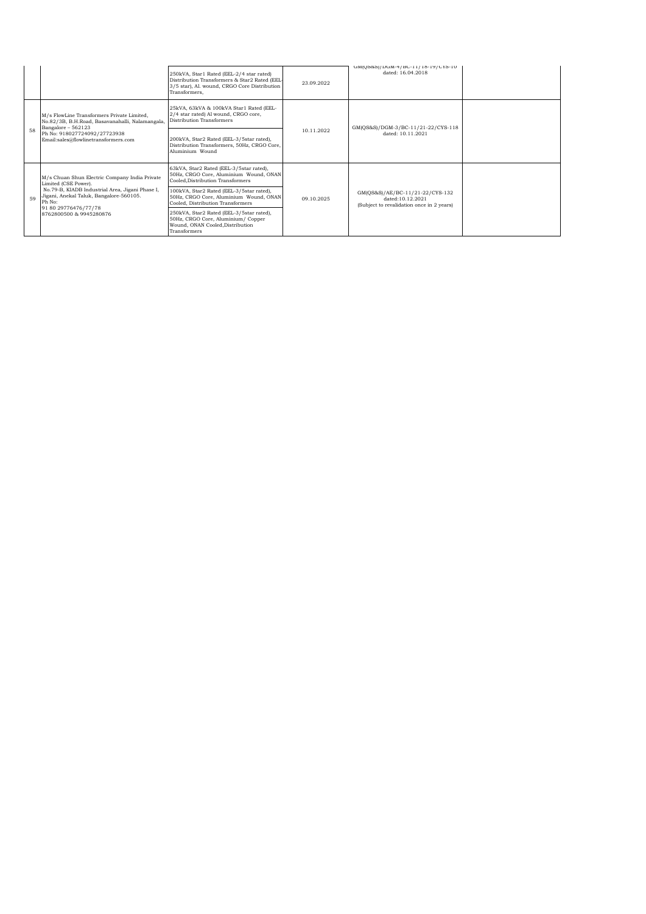| | | | | | |
|---|---|---|---|---|---|
| | | 250kVA, Star1 Rated (EEL-2/4 star rated) Distribution Transformers & Star2 Rated (EEL-3/5 star), Al. wound, CRGO Core Distribution Transformers, | 23.09.2022 | GM(QS&S)/DGM-4/BC-11/18-19/CYS-10 dated: 16.04.2018 | |
| 58 | M/s FlowLine Transformers Private Limited, No.82/3B, B.H.Road, Basavanahalli, Nalamangala, Bangalore – 562123 Ph No: 918027724092/27723938 Email:sales@flowlinetransformers.com | 25kVA, 63kVA & 100kVA Star1 Rated (EEL-2/4 star rated) Al wound, CRGO core, Distribution Transformers | 10.11.2022 | GM(QS&S)/DGM-3/BC-11/21-22/CYS-118 dated: 10.11.2021 | |
| | | 200kVA, Star2 Rated (EEL-3/5star rated), Distribution Transformers, 50Hz, CRGO Core, Aluminium Wound | | | |
| 59 | M/s Chuan Shun Electric Company India Private Limited (CSE Power). No.79-B, KIADB Industrial Area, Jigani Phase I, Jigani, Anekal Taluk, Bangalore-560105. Ph No: 91 80 29776476/77/78 8762800500 & 9945280876 | 63kVA, Star2 Rated (EEL-3/5star rated), 50Hz, CRGO Core, Aluminium Wound, ONAN Cooled,Distribution Transformers | 09.10.2025 | GM(QS&S)/AE/BC-11/21-22/CYS-132 dated:10.12.2021 (Subject to revalidation once in 2 years) | |
| | | 100kVA, Star2 Rated (EEL-3/5star rated), 50Hz, CRGO Core, Aluminium Wound, ONAN Cooled, Distribution Transformers | | | |
| | | 250kVA, Star2 Rated (EEL-3/5star rated), 50Hz, CRGO Core, Aluminium/ Copper Wound, ONAN Cooled,Distribution Transformers | | | |